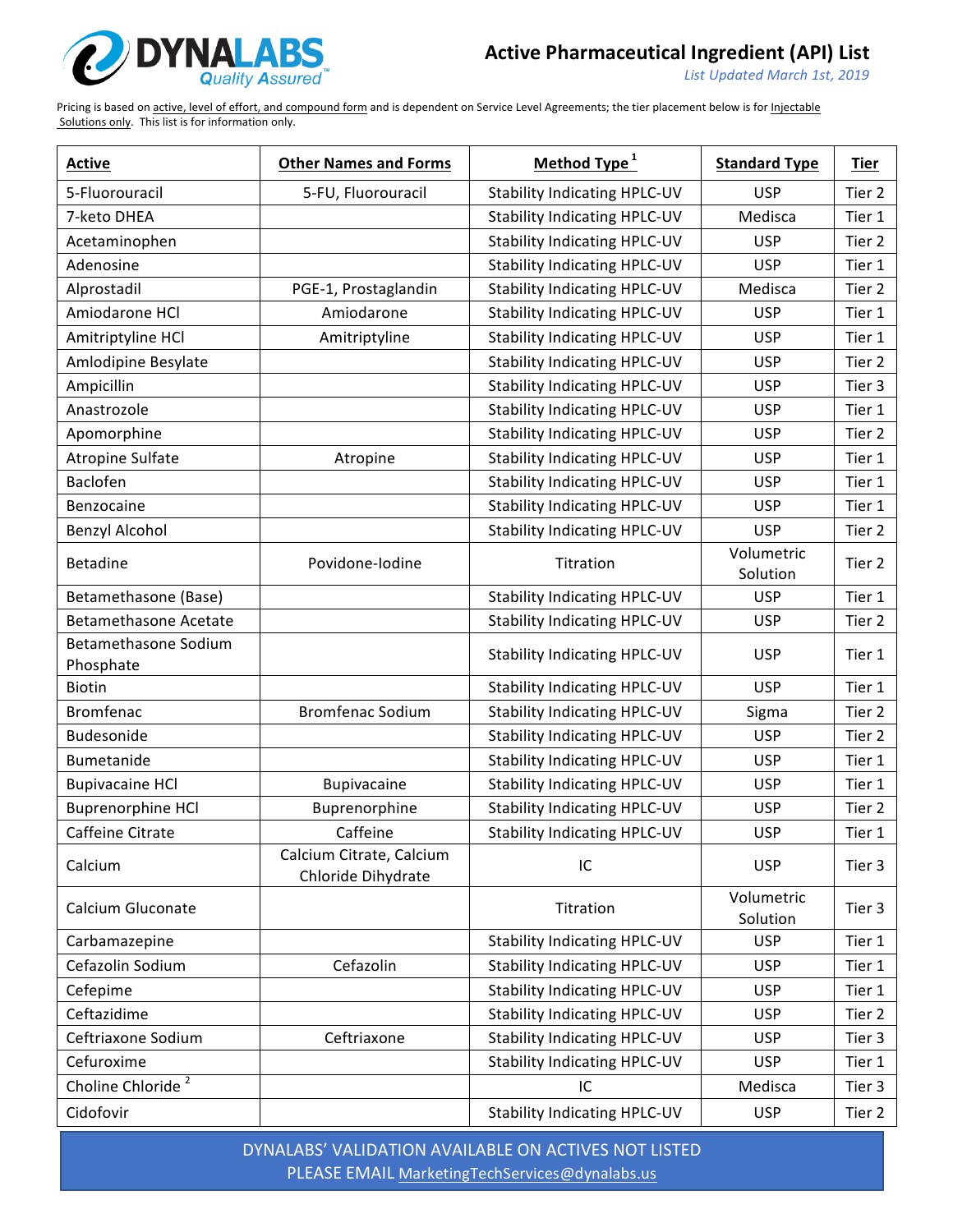# Active Pharmaceutical Ingredient (API) List

*List Updated March 1st, 2019*

Pricing is based on active, level of effort, and compound form and is dependent on Service Level Agreements; the tier placement below is for Injectable Solutions only. This list is for information only.

| Active | Other Names and Forms | Method Type [1] | Standard Type | Tier |
|---|---|---|---|---|
| 5-Fluorouracil | 5-FU, Fluorouracil | Stability Indicating HPLC-UV | USP | Tier 2 |
| 7-keto DHEA | | Stability Indicating HPLC-UV | Medisca | Tier 1 |
| Acetaminophen | | Stability Indicating HPLC-UV | USP | Tier 2 |
| Adenosine | | Stability Indicating HPLC-UV | USP | Tier 1 |
| Alprostadil | PGE-1, Prostaglandin | Stability Indicating HPLC-UV | Medisca | Tier 2 |
| Amiodarone HCl | Amiodarone | Stability Indicating HPLC-UV | USP | Tier 1 |
| Amitriptyline HCl | Amitriptyline | Stability Indicating HPLC-UV | USP | Tier 1 |
| Amlodipine Besylate | | Stability Indicating HPLC-UV | USP | Tier 2 |
| Ampicillin | | Stability Indicating HPLC-UV | USP | Tier 3 |
| Anastrozole | | Stability Indicating HPLC-UV | USP | Tier 1 |
| Apomorphine | | Stability Indicating HPLC-UV | USP | Tier 2 |
| Atropine Sulfate | Atropine | Stability Indicating HPLC-UV | USP | Tier 1 |
| Baclofen | | Stability Indicating HPLC-UV | USP | Tier 1 |
| Benzocaine | | Stability Indicating HPLC-UV | USP | Tier 1 |
| Benzyl Alcohol | | Stability Indicating HPLC-UV | USP | Tier 2 |
| Betadine | Povidone-Iodine | Titration | Volumetric Solution | Tier 2 |
| Betamethasone (Base) | | Stability Indicating HPLC-UV | USP | Tier 1 |
| Betamethasone Acetate | | Stability Indicating HPLC-UV | USP | Tier 2 |
| Betamethasone Sodium Phosphate | | Stability Indicating HPLC-UV | USP | Tier 1 |
| Biotin | | Stability Indicating HPLC-UV | USP | Tier 1 |
| Bromfenac | Bromfenac Sodium | Stability Indicating HPLC-UV | Sigma | Tier 2 |
| Budesonide | | Stability Indicating HPLC-UV | USP | Tier 2 |
| Bumetanide | | Stability Indicating HPLC-UV | USP | Tier 1 |
| Bupivacaine HCl | Bupivacaine | Stability Indicating HPLC-UV | USP | Tier 1 |
| Buprenorphine HCl | Buprenorphine | Stability Indicating HPLC-UV | USP | Tier 2 |
| Caffeine Citrate | Caffeine | Stability Indicating HPLC-UV | USP | Tier 1 |
| Calcium | Calcium Citrate, Calcium Chloride Dihydrate | IC | USP | Tier 3 |
| Calcium Gluconate | | Titration | Volumetric Solution | Tier 3 |
| Carbamazepine | | Stability Indicating HPLC-UV | USP | Tier 1 |
| Cefazolin Sodium | Cefazolin | Stability Indicating HPLC-UV | USP | Tier 1 |
| Cefepime | | Stability Indicating HPLC-UV | USP | Tier 1 |
| Ceftazidime | | Stability Indicating HPLC-UV | USP | Tier 2 |
| Ceftriaxone Sodium | Ceftriaxone | Stability Indicating HPLC-UV | USP | Tier 3 |
| Cefuroxime | | Stability Indicating HPLC-UV | USP | Tier 1 |
| Choline Chloride [2] | | IC | Medisca | Tier 3 |
| Cidofovir | | Stability Indicating HPLC-UV | USP | Tier 2 |

DYNALABS' VALIDATION AVAILABLE ON ACTIVES NOT LISTED
PLEASE EMAIL MarketingTechServices@dynalabs.us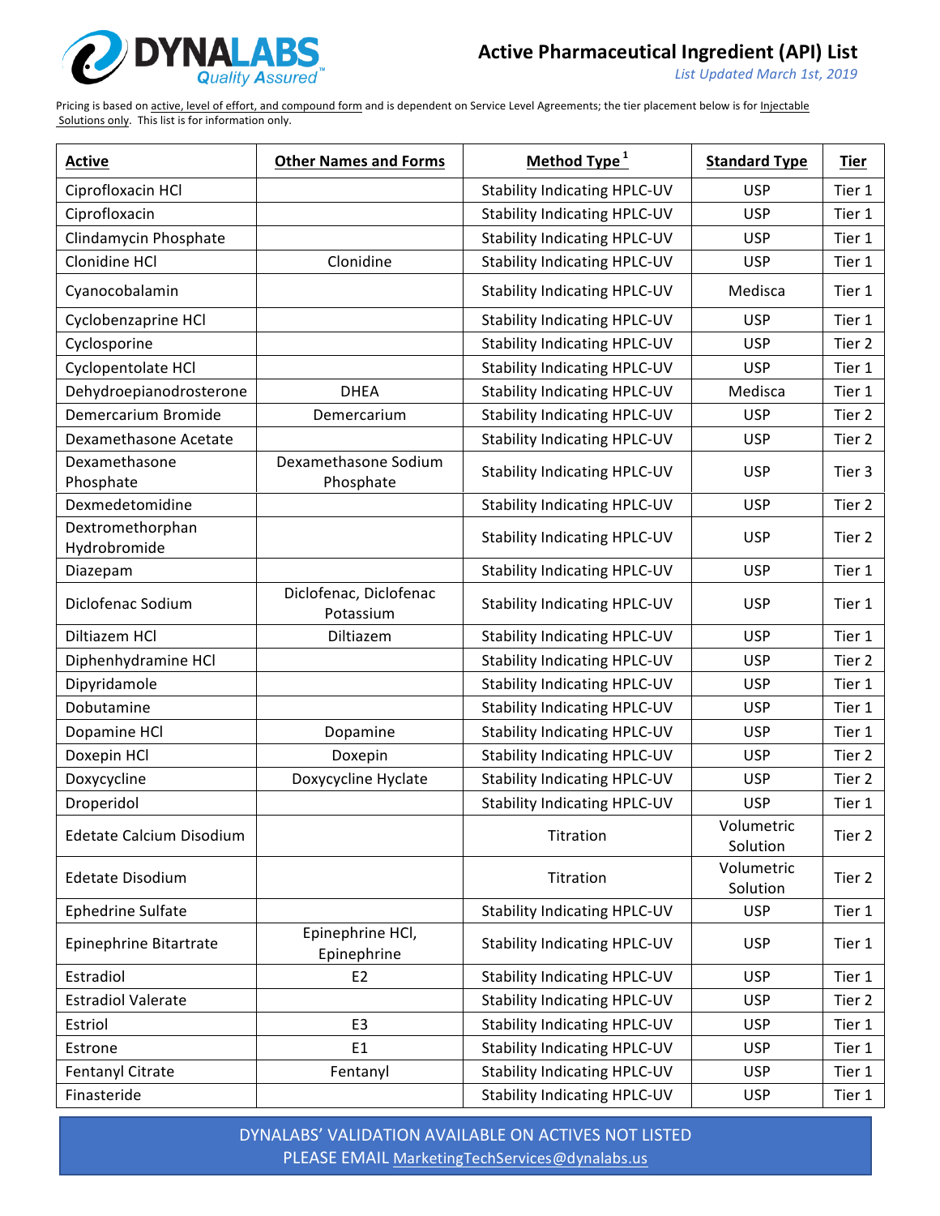# Active Pharmaceutical Ingredient (API) List

*List Updated March 1st, 2019*

Pricing is based on active, level of effort, and compound form and is dependent on Service Level Agreements; the tier placement below is for Injectable Solutions only. This list is for information only.

| Active | Other Names and Forms | Method Type [1] | Standard Type | Tier |
|---|---|---|---|---|
| Ciprofloxacin HCl | | Stability Indicating HPLC-UV | USP | Tier 1 |
| Ciprofloxacin | | Stability Indicating HPLC-UV | USP | Tier 1 |
| Clindamycin Phosphate | | Stability Indicating HPLC-UV | USP | Tier 1 |
| Clonidine HCl | Clonidine | Stability Indicating HPLC-UV | USP | Tier 1 |
| Cyanocobalamin | | Stability Indicating HPLC-UV | Medisca | Tier 1 |
| Cyclobenzaprine HCl | | Stability Indicating HPLC-UV | USP | Tier 1 |
| Cyclosporine | | Stability Indicating HPLC-UV | USP | Tier 2 |
| Cyclopentolate HCl | | Stability Indicating HPLC-UV | USP | Tier 1 |
| Dehydroepianodrosterone | DHEA | Stability Indicating HPLC-UV | Medisca | Tier 1 |
| Demercarium Bromide | Demercarium | Stability Indicating HPLC-UV | USP | Tier 2 |
| Dexamethasone Acetate | | Stability Indicating HPLC-UV | USP | Tier 2 |
| Dexamethasone Phosphate | Dexamethasone Sodium Phosphate | Stability Indicating HPLC-UV | USP | Tier 3 |
| Dexmedetomidine | | Stability Indicating HPLC-UV | USP | Tier 2 |
| Dextromethorphan Hydrobromide | | Stability Indicating HPLC-UV | USP | Tier 2 |
| Diazepam | | Stability Indicating HPLC-UV | USP | Tier 1 |
| Diclofenac Sodium | Diclofenac, Diclofenac Potassium | Stability Indicating HPLC-UV | USP | Tier 1 |
| Diltiazem HCl | Diltiazem | Stability Indicating HPLC-UV | USP | Tier 1 |
| Diphenhydramine HCl | | Stability Indicating HPLC-UV | USP | Tier 2 |
| Dipyridamole | | Stability Indicating HPLC-UV | USP | Tier 1 |
| Dobutamine | | Stability Indicating HPLC-UV | USP | Tier 1 |
| Dopamine HCl | Dopamine | Stability Indicating HPLC-UV | USP | Tier 1 |
| Doxepin HCl | Doxepin | Stability Indicating HPLC-UV | USP | Tier 2 |
| Doxycycline | Doxycycline Hyclate | Stability Indicating HPLC-UV | USP | Tier 2 |
| Droperidol | | Stability Indicating HPLC-UV | USP | Tier 1 |
| Edetate Calcium Disodium | | Titration | Volumetric Solution | Tier 2 |
| Edetate Disodium | | Titration | Volumetric Solution | Tier 2 |
| Ephedrine Sulfate | | Stability Indicating HPLC-UV | USP | Tier 1 |
| Epinephrine Bitartrate | Epinephrine HCl, Epinephrine | Stability Indicating HPLC-UV | USP | Tier 1 |
| Estradiol | E2 | Stability Indicating HPLC-UV | USP | Tier 1 |
| Estradiol Valerate | | Stability Indicating HPLC-UV | USP | Tier 2 |
| Estriol | E3 | Stability Indicating HPLC-UV | USP | Tier 1 |
| Estrone | E1 | Stability Indicating HPLC-UV | USP | Tier 1 |
| Fentanyl Citrate | Fentanyl | Stability Indicating HPLC-UV | USP | Tier 1 |
| Finasteride | | Stability Indicating HPLC-UV | USP | Tier 1 |

DYNALABS' VALIDATION AVAILABLE ON ACTIVES NOT LISTED
PLEASE EMAIL MarketingTechServices@dynalabs.us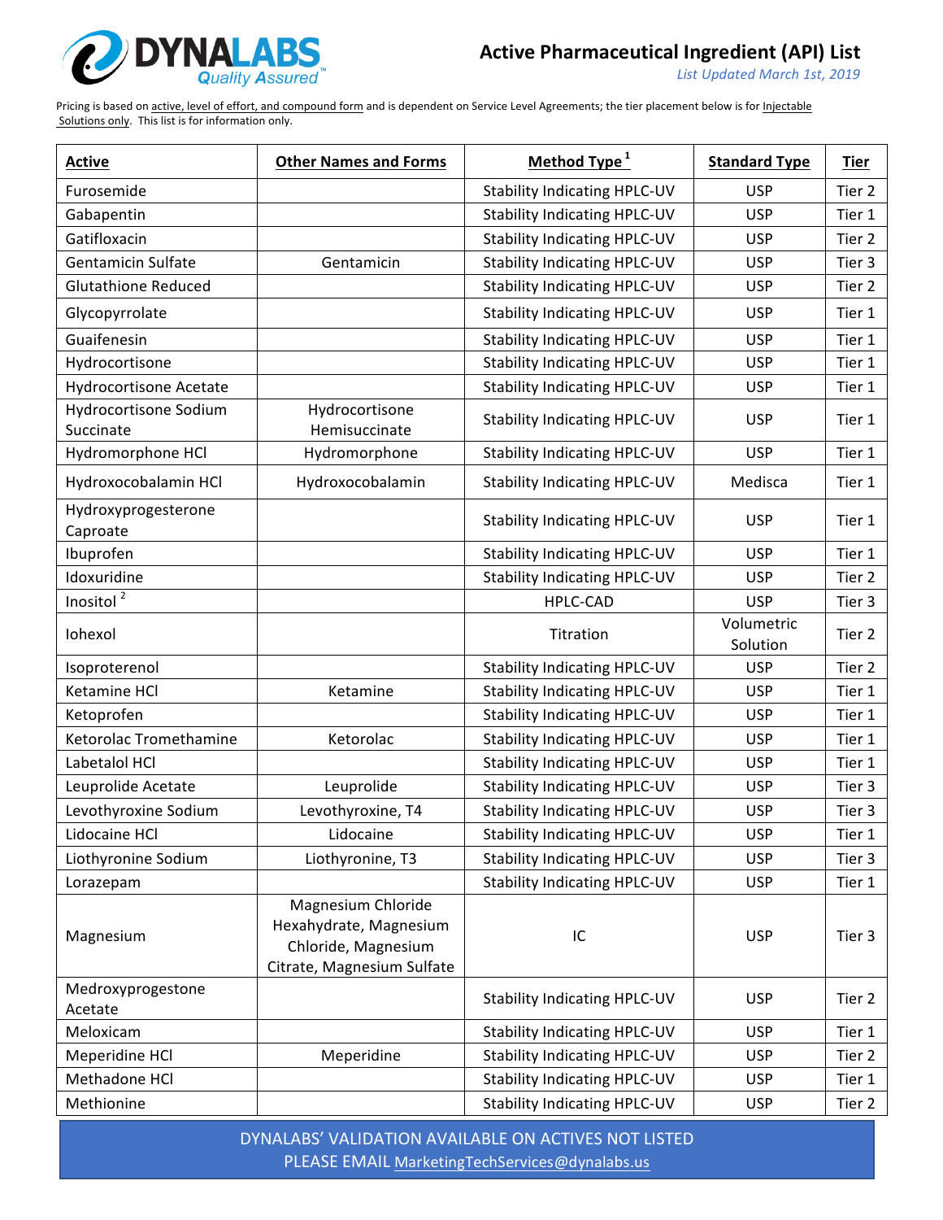# Active Pharmaceutical Ingredient (API) List

*List Updated March 1st, 2019*

Pricing is based on active, level of effort, and compound form and is dependent on Service Level Agreements; the tier placement below is for Injectable Solutions only. This list is for information only.

| Active | Other Names and Forms | Method Type [1] | Standard Type | Tier |
|---|---|---|---|---|
| Furosemide | | Stability Indicating HPLC-UV | USP | Tier 2 |
| Gabapentin | | Stability Indicating HPLC-UV | USP | Tier 1 |
| Gatifloxacin | | Stability Indicating HPLC-UV | USP | Tier 2 |
| Gentamicin Sulfate | Gentamicin | Stability Indicating HPLC-UV | USP | Tier 3 |
| Glutathione Reduced | | Stability Indicating HPLC-UV | USP | Tier 2 |
| Glycopyrrolate | | Stability Indicating HPLC-UV | USP | Tier 1 |
| Guaifenesin | | Stability Indicating HPLC-UV | USP | Tier 1 |
| Hydrocortisone | | Stability Indicating HPLC-UV | USP | Tier 1 |
| Hydrocortisone Acetate | | Stability Indicating HPLC-UV | USP | Tier 1 |
| Hydrocortisone Sodium Succinate | Hydrocortisone Hemisuccinate | Stability Indicating HPLC-UV | USP | Tier 1 |
| Hydromorphone HCl | Hydromorphone | Stability Indicating HPLC-UV | USP | Tier 1 |
| Hydroxocobalamin HCl | Hydroxocobalamin | Stability Indicating HPLC-UV | Medisca | Tier 1 |
| Hydroxyprogesterone Caproate | | Stability Indicating HPLC-UV | USP | Tier 1 |
| Ibuprofen | | Stability Indicating HPLC-UV | USP | Tier 1 |
| Idoxuridine | | Stability Indicating HPLC-UV | USP | Tier 2 |
| Inositol [2] | | HPLC-CAD | USP | Tier 3 |
| Iohexol | | Titration | Volumetric Solution | Tier 2 |
| Isoproterenol | | Stability Indicating HPLC-UV | USP | Tier 2 |
| Ketamine HCl | Ketamine | Stability Indicating HPLC-UV | USP | Tier 1 |
| Ketoprofen | | Stability Indicating HPLC-UV | USP | Tier 1 |
| Ketorolac Tromethamine | Ketorolac | Stability Indicating HPLC-UV | USP | Tier 1 |
| Labetalol HCl | | Stability Indicating HPLC-UV | USP | Tier 1 |
| Leuprolide Acetate | Leuprolide | Stability Indicating HPLC-UV | USP | Tier 3 |
| Levothyroxine Sodium | Levothyroxine, T4 | Stability Indicating HPLC-UV | USP | Tier 3 |
| Lidocaine HCl | Lidocaine | Stability Indicating HPLC-UV | USP | Tier 1 |
| Liothyronine Sodium | Liothyronine, T3 | Stability Indicating HPLC-UV | USP | Tier 3 |
| Lorazepam | | Stability Indicating HPLC-UV | USP | Tier 1 |
| Magnesium | Magnesium Chloride Hexahydrate, Magnesium Chloride, Magnesium Citrate, Magnesium Sulfate | IC | USP | Tier 3 |
| Medroxyprogestone Acetate | | Stability Indicating HPLC-UV | USP | Tier 2 |
| Meloxicam | | Stability Indicating HPLC-UV | USP | Tier 1 |
| Meperidine HCl | Meperidine | Stability Indicating HPLC-UV | USP | Tier 2 |
| Methadone HCl | | Stability Indicating HPLC-UV | USP | Tier 1 |
| Methionine | | Stability Indicating HPLC-UV | USP | Tier 2 |

DYNALABS' VALIDATION AVAILABLE ON ACTIVES NOT LISTED
PLEASE EMAIL MarketingTechServices@dynalabs.us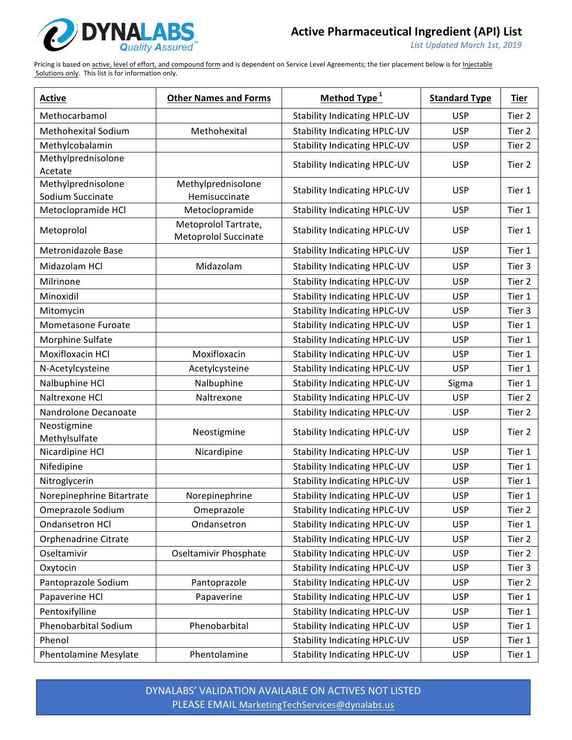# Active Pharmaceutical Ingredient (API) List

*List Updated March 1st, 2019*

Pricing is based on active, level of effort, and compound form and is dependent on Service Level Agreements; the tier placement below is for Injectable Solutions only. This list is for information only.

| Active | Other Names and Forms | Method Type [1] | Standard Type | Tier |
|---|---|---|---|---|
| Methocarbamol | | Stability Indicating HPLC-UV | USP | Tier 2 |
| Methohexital Sodium | Methohexital | Stability Indicating HPLC-UV | USP | Tier 2 |
| Methylcobalamin | | Stability Indicating HPLC-UV | USP | Tier 2 |
| Methylprednisolone Acetate | | Stability Indicating HPLC-UV | USP | Tier 2 |
| Methylprednisolone Sodium Succinate | Methylprednisolone Hemisuccinate | Stability Indicating HPLC-UV | USP | Tier 1 |
| Metoclopramide HCl | Metoclopramide | Stability Indicating HPLC-UV | USP | Tier 1 |
| Metoprolol | Metoprolol Tartrate, Metoprolol Succinate | Stability Indicating HPLC-UV | USP | Tier 1 |
| Metronidazole Base | | Stability Indicating HPLC-UV | USP | Tier 1 |
| Midazolam HCl | Midazolam | Stability Indicating HPLC-UV | USP | Tier 3 |
| Milrinone | | Stability Indicating HPLC-UV | USP | Tier 2 |
| Minoxidil | | Stability Indicating HPLC-UV | USP | Tier 1 |
| Mitomycin | | Stability Indicating HPLC-UV | USP | Tier 3 |
| Mometasone Furoate | | Stability Indicating HPLC-UV | USP | Tier 1 |
| Morphine Sulfate | | Stability Indicating HPLC-UV | USP | Tier 1 |
| Moxifloxacin HCl | Moxifloxacin | Stability Indicating HPLC-UV | USP | Tier 1 |
| N-Acetylcysteine | Acetylcysteine | Stability Indicating HPLC-UV | USP | Tier 1 |
| Nalbuphine HCl | Nalbuphine | Stability Indicating HPLC-UV | Sigma | Tier 1 |
| Naltrexone HCl | Naltrexone | Stability Indicating HPLC-UV | USP | Tier 2 |
| Nandrolone Decanoate | | Stability Indicating HPLC-UV | USP | Tier 2 |
| Neostigmine Methylsulfate | Neostigmine | Stability Indicating HPLC-UV | USP | Tier 2 |
| Nicardipine HCl | Nicardipine | Stability Indicating HPLC-UV | USP | Tier 1 |
| Nifedipine | | Stability Indicating HPLC-UV | USP | Tier 1 |
| Nitroglycerin | | Stability Indicating HPLC-UV | USP | Tier 1 |
| Norepinephrine Bitartrate | Norepinephrine | Stability Indicating HPLC-UV | USP | Tier 1 |
| Omeprazole Sodium | Omeprazole | Stability Indicating HPLC-UV | USP | Tier 2 |
| Ondansetron HCl | Ondansetron | Stability Indicating HPLC-UV | USP | Tier 1 |
| Orphenadrine Citrate | | Stability Indicating HPLC-UV | USP | Tier 2 |
| Oseltamivir | Oseltamivir Phosphate | Stability Indicating HPLC-UV | USP | Tier 2 |
| Oxytocin | | Stability Indicating HPLC-UV | USP | Tier 3 |
| Pantoprazole Sodium | Pantoprazole | Stability Indicating HPLC-UV | USP | Tier 2 |
| Papaverine HCl | Papaverine | Stability Indicating HPLC-UV | USP | Tier 1 |
| Pentoxifylline | | Stability Indicating HPLC-UV | USP | Tier 1 |
| Phenobarbital Sodium | Phenobarbital | Stability Indicating HPLC-UV | USP | Tier 1 |
| Phenol | | Stability Indicating HPLC-UV | USP | Tier 1 |
| Phentolamine Mesylate | Phentolamine | Stability Indicating HPLC-UV | USP | Tier 1 |

DYNALABS' VALIDATION AVAILABLE ON ACTIVES NOT LISTED
PLEASE EMAIL MarketingTechServices@dynalabs.us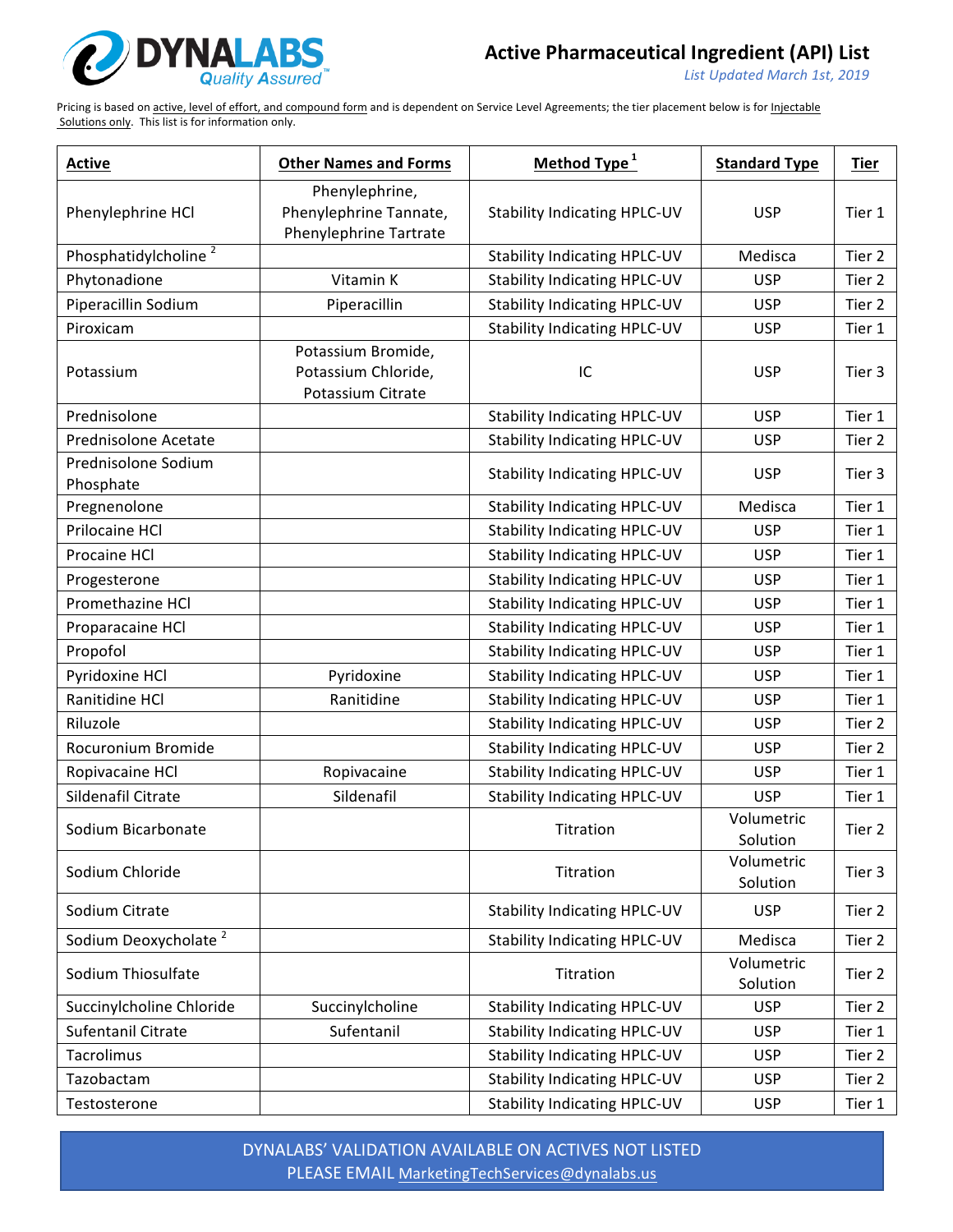# Active Pharmaceutical Ingredient (API) List

*List Updated March 1st, 2019*

Pricing is based on active, level of effort, and compound form and is dependent on Service Level Agreements; the tier placement below is for Injectable Solutions only. This list is for information only.

| Active | Other Names and Forms | Method Type [1] | Standard Type | Tier |
|---|---|---|---|---|
| Phenylephrine HCl | Phenylephrine, Phenylephrine Tannate, Phenylephrine Tartrate | Stability Indicating HPLC-UV | USP | Tier 1 |
| Phosphatidylcholine [2] | | Stability Indicating HPLC-UV | Medisca | Tier 2 |
| Phytonadione | Vitamin K | Stability Indicating HPLC-UV | USP | Tier 2 |
| Piperacillin Sodium | Piperacillin | Stability Indicating HPLC-UV | USP | Tier 2 |
| Piroxicam | | Stability Indicating HPLC-UV | USP | Tier 1 |
| Potassium | Potassium Bromide, Potassium Chloride, Potassium Citrate | IC | USP | Tier 3 |
| Prednisolone | | Stability Indicating HPLC-UV | USP | Tier 1 |
| Prednisolone Acetate | | Stability Indicating HPLC-UV | USP | Tier 2 |
| Prednisolone Sodium Phosphate | | Stability Indicating HPLC-UV | USP | Tier 3 |
| Pregnenolone | | Stability Indicating HPLC-UV | Medisca | Tier 1 |
| Prilocaine HCl | | Stability Indicating HPLC-UV | USP | Tier 1 |
| Procaine HCl | | Stability Indicating HPLC-UV | USP | Tier 1 |
| Progesterone | | Stability Indicating HPLC-UV | USP | Tier 1 |
| Promethazine HCl | | Stability Indicating HPLC-UV | USP | Tier 1 |
| Proparacaine HCl | | Stability Indicating HPLC-UV | USP | Tier 1 |
| Propofol | | Stability Indicating HPLC-UV | USP | Tier 1 |
| Pyridoxine HCl | Pyridoxine | Stability Indicating HPLC-UV | USP | Tier 1 |
| Ranitidine HCl | Ranitidine | Stability Indicating HPLC-UV | USP | Tier 1 |
| Riluzole | | Stability Indicating HPLC-UV | USP | Tier 2 |
| Rocuronium Bromide | | Stability Indicating HPLC-UV | USP | Tier 2 |
| Ropivacaine HCl | Ropivacaine | Stability Indicating HPLC-UV | USP | Tier 1 |
| Sildenafil Citrate | Sildenafil | Stability Indicating HPLC-UV | USP | Tier 1 |
| Sodium Bicarbonate | | Titration | Volumetric Solution | Tier 2 |
| Sodium Chloride | | Titration | Volumetric Solution | Tier 3 |
| Sodium Citrate | | Stability Indicating HPLC-UV | USP | Tier 2 |
| Sodium Deoxycholate [2] | | Stability Indicating HPLC-UV | Medisca | Tier 2 |
| Sodium Thiosulfate | | Titration | Volumetric Solution | Tier 2 |
| Succinylcholine Chloride | Succinylcholine | Stability Indicating HPLC-UV | USP | Tier 2 |
| Sufentanil Citrate | Sufentanil | Stability Indicating HPLC-UV | USP | Tier 1 |
| Tacrolimus | | Stability Indicating HPLC-UV | USP | Tier 2 |
| Tazobactam | | Stability Indicating HPLC-UV | USP | Tier 2 |
| Testosterone | | Stability Indicating HPLC-UV | USP | Tier 1 |

DYNALABS' VALIDATION AVAILABLE ON ACTIVES NOT LISTED
PLEASE EMAIL MarketingTechServices@dynalabs.us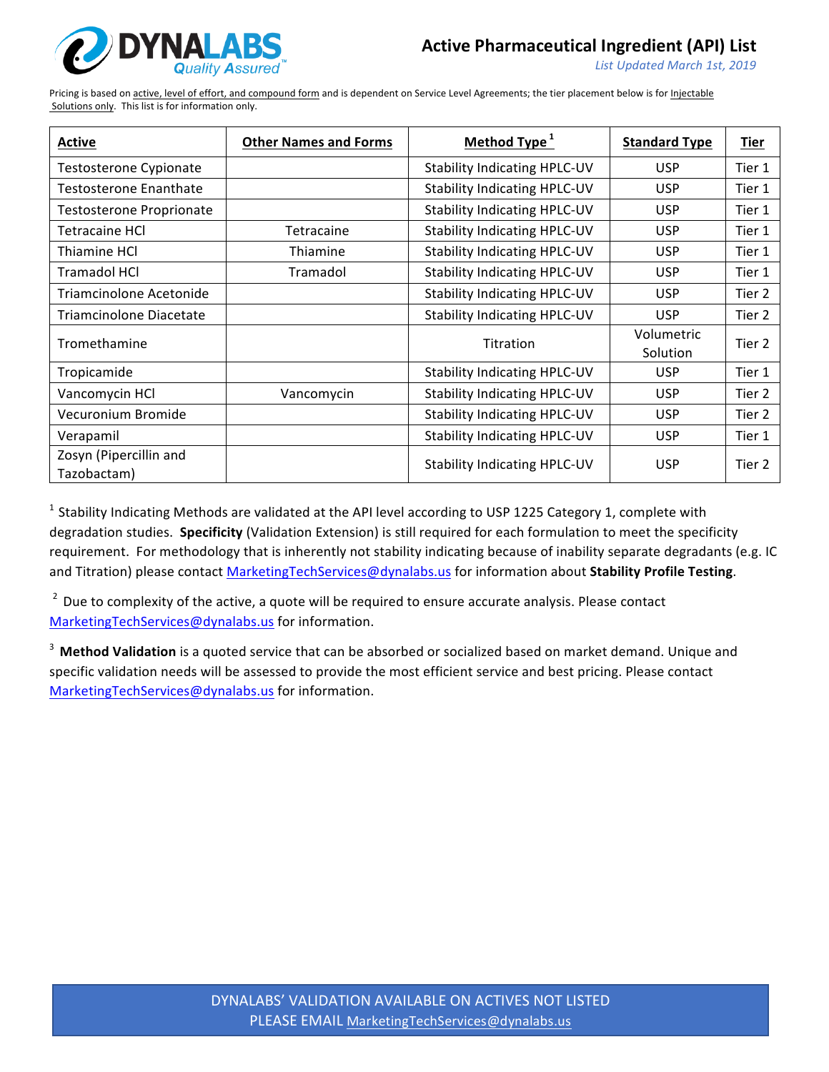# Active Pharmaceutical Ingredient (API) List

*List Updated March 1st, 2019*

Pricing is based on active, level of effort, and compound form and is dependent on Service Level Agreements; the tier placement below is for Injectable Solutions only. This list is for information only.

| Active | Other Names and Forms | Method Type [1] | Standard Type | Tier |
|---|---|---|---|---|
| Testosterone Cypionate | | Stability Indicating HPLC-UV | USP | Tier 1 |
| Testosterone Enanthate | | Stability Indicating HPLC-UV | USP | Tier 1 |
| Testosterone Proprionate | | Stability Indicating HPLC-UV | USP | Tier 1 |
| Tetracaine HCl | Tetracaine | Stability Indicating HPLC-UV | USP | Tier 1 |
| Thiamine HCl | Thiamine | Stability Indicating HPLC-UV | USP | Tier 1 |
| Tramadol HCl | Tramadol | Stability Indicating HPLC-UV | USP | Tier 1 |
| Triamcinolone Acetonide | | Stability Indicating HPLC-UV | USP | Tier 2 |
| Triamcinolone Diacetate | | Stability Indicating HPLC-UV | USP | Tier 2 |
| Tromethamine | | Titration | Volumetric Solution | Tier 2 |
| Tropicamide | | Stability Indicating HPLC-UV | USP | Tier 1 |
| Vancomycin HCl | Vancomycin | Stability Indicating HPLC-UV | USP | Tier 2 |
| Vecuronium Bromide | | Stability Indicating HPLC-UV | USP | Tier 2 |
| Verapamil | | Stability Indicating HPLC-UV | USP | Tier 1 |
| Zosyn (Pipercillin and Tazobactam) | | Stability Indicating HPLC-UV | USP | Tier 2 |

[1] Stability Indicating Methods are validated at the API level according to USP 1225 Category 1, complete with degradation studies. **Specificity** (Validation Extension) is still required for each formulation to meet the specificity requirement. For methodology that is inherently not stability indicating because of inability separate degradants (e.g. IC and Titration) please contact MarketingTechServices@dynalabs.us for information about **Stability Profile Testing**.

[2] Due to complexity of the active, a quote will be required to ensure accurate analysis. Please contact MarketingTechServices@dynalabs.us for information.

[3] **Method Validation** is a quoted service that can be absorbed or socialized based on market demand. Unique and specific validation needs will be assessed to provide the most efficient service and best pricing. Please contact MarketingTechServices@dynalabs.us for information.

DYNALABS' VALIDATION AVAILABLE ON ACTIVES NOT LISTED
PLEASE EMAIL MarketingTechServices@dynalabs.us